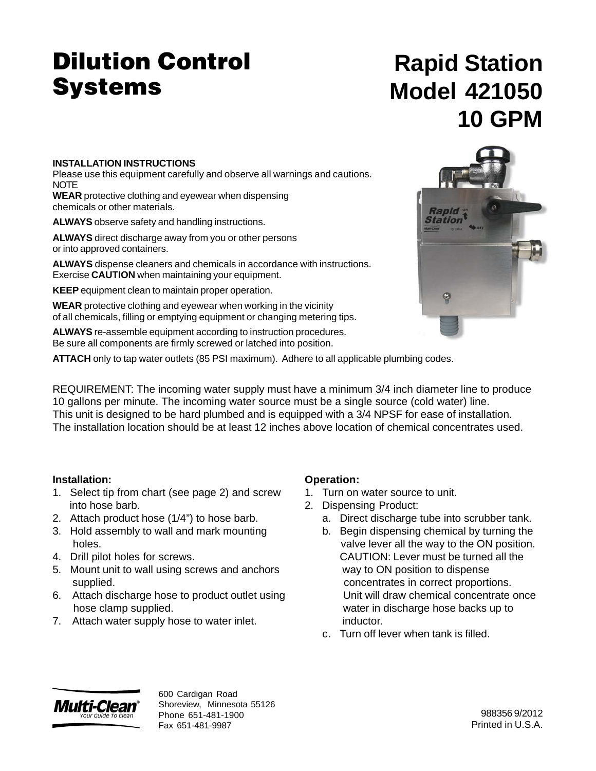# Dilution Control Systems

# Rapid Station Model 421050 10 GPM

**INSTALLATION INSTRUCTIONS**
Please use this equipment carefully and observe all warnings and cautions.
NOTE
**WEAR** protective clothing and eyewear when dispensing chemicals or other materials.

**ALWAYS** observe safety and handling instructions.

**ALWAYS** direct discharge away from you or other persons or into approved containers.

**ALWAYS** dispense cleaners and chemicals in accordance with instructions. Exercise **CAUTION** when maintaining your equipment.

**KEEP** equipment clean to maintain proper operation.

**WEAR** protective clothing and eyewear when working in the vicinity of all chemicals, filling or emptying equipment or changing metering tips.

**ALWAYS** re-assemble equipment according to instruction procedures. Be sure all components are firmly screwed or latched into position.

**ATTACH** only to tap water outlets (85 PSI maximum). Adhere to all applicable plumbing codes.

REQUIREMENT: The incoming water supply must have a minimum 3/4 inch diameter line to produce 10 gallons per minute. The incoming water source must be a single source (cold water) line. This unit is designed to be hard plumbed and is equipped with a 3/4 NPSF for ease of installation. The installation location should be at least 12 inches above location of chemical concentrates used.

**Installation:**

1. Select tip from chart (see page 2) and screw into hose barb.
2. Attach product hose (1/4") to hose barb.
3. Hold assembly to wall and mark mounting holes.
4. Drill pilot holes for screws.
5. Mount unit to wall using screws and anchors supplied.
6. Attach discharge hose to product outlet using hose clamp supplied.
7. Attach water supply hose to water inlet.

**Operation:**

1. Turn on water source to unit.
2. Dispensing Product:
   a. Direct discharge tube into scrubber tank.
   b. Begin dispensing chemical by turning the valve lever all the way to the ON position. CAUTION: Lever must be turned all the way to ON position to dispense concentrates in correct proportions. Unit will draw chemical concentrate once water in discharge hose backs up to inductor.
   c. Turn off lever when tank is filled.

Multi-Clean® Your Guide To Clean

600 Cardigan Road
Shoreview, Minnesota 55126
Phone 651-481-1900
Fax 651-481-9987

988356 9/2012
Printed in U.S.A.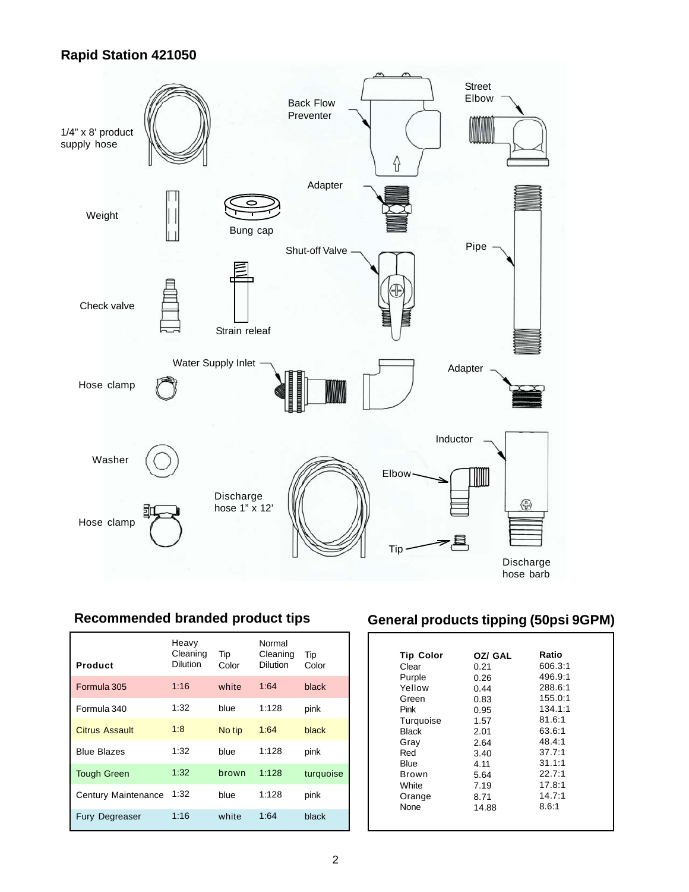## Rapid Station 421050

1/4" x 8' product supply hose

Back Flow Preventer

Street Elbow

Adapter

Weight

Bung cap

Shut-off Valve

Pipe

Check valve

Strain releaf

Water Supply Inlet

Adapter

Hose clamp

Inductor

Washer

Elbow

Discharge hose 1" x 12'

Hose clamp

Tip

Discharge hose barb

### Recommended branded product tips

| Product | Heavy Cleaning Dilution | Tip Color | Normal Cleaning Dilution | Tip Color |
|---|---|---|---|---|
| Formula 305 | 1:16 | white | 1:64 | black |
| Formula 340 | 1:32 | blue | 1:128 | pink |
| Citrus Assault | 1:8 | No tip | 1:64 | black |
| Blue Blazes | 1:32 | blue | 1:128 | pink |
| Tough Green | 1:32 | brown | 1:128 | turquoise |
| Century Maintenance | 1:32 | blue | 1:128 | pink |
| Fury Degreaser | 1:16 | white | 1:64 | black |

### General products tipping (50psi 9GPM)

| Tip Color | OZ/ GAL | Ratio |
|---|---|---|
| Clear | 0.21 | 606.3:1 |
| Purple | 0.26 | 496.9:1 |
| Yellow | 0.44 | 288.6:1 |
| Green | 0.83 | 155.0:1 |
| Pink | 0.95 | 134.1:1 |
| Turquoise | 1.57 | 81.6:1 |
| Black | 2.01 | 63.6:1 |
| Gray | 2.64 | 48.4:1 |
| Red | 3.40 | 37.7:1 |
| Blue | 4.11 | 31.1:1 |
| Brown | 5.64 | 22.7:1 |
| White | 7.19 | 17.8:1 |
| Orange | 8.71 | 14.7:1 |
| None | 14.88 | 8.6:1 |